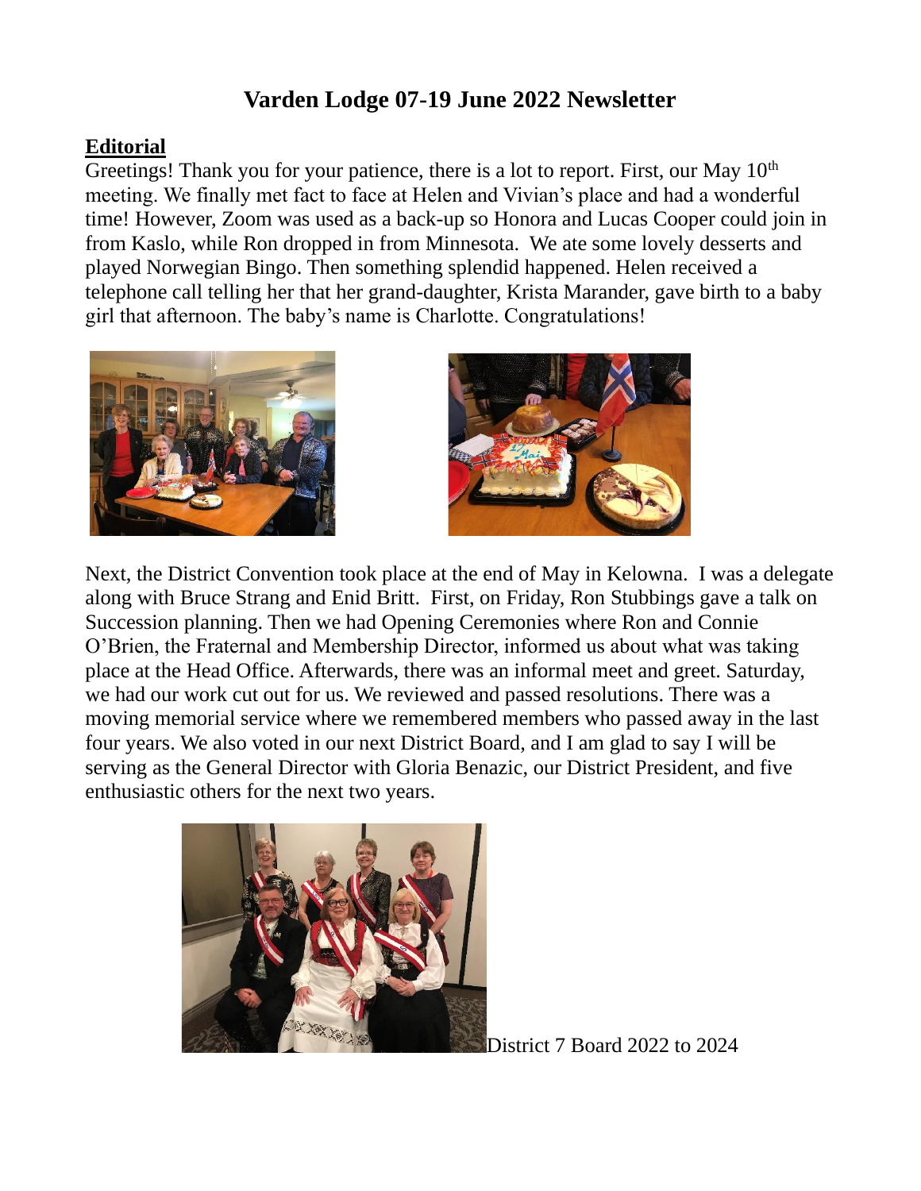# Varden Lodge 07-19 June 2022 Newsletter

## Editorial

Greetings! Thank you for your patience, there is a lot to report. First, our May 10th meeting. We finally met fact to face at Helen and Vivian's place and had a wonderful time! However, Zoom was used as a back-up so Honora and Lucas Cooper could join in from Kaslo, while Ron dropped in from Minnesota. We ate some lovely desserts and played Norwegian Bingo. Then something splendid happened. Helen received a telephone call telling her that her grand-daughter, Krista Marander, gave birth to a baby girl that afternoon. The baby's name is Charlotte. Congratulations!

Next, the District Convention took place at the end of May in Kelowna. I was a delegate along with Bruce Strang and Enid Britt. First, on Friday, Ron Stubbings gave a talk on Succession planning. Then we had Opening Ceremonies where Ron and Connie O'Brien, the Fraternal and Membership Director, informed us about what was taking place at the Head Office. Afterwards, there was an informal meet and greet. Saturday, we had our work cut out for us. We reviewed and passed resolutions. There was a moving memorial service where we remembered members who passed away in the last four years. We also voted in our next District Board, and I am glad to say I will be serving as the General Director with Gloria Benazic, our District President, and five enthusiastic others for the next two years.

District 7 Board 2022 to 2024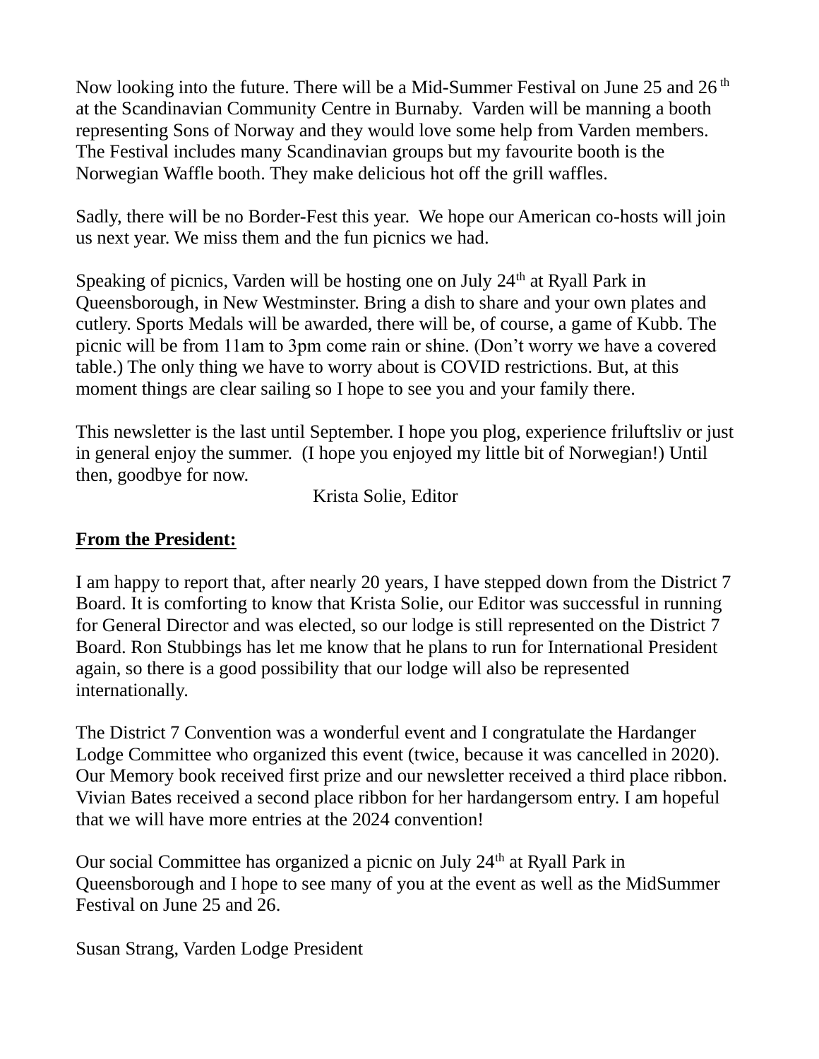Now looking into the future. There will be a Mid-Summer Festival on June 25 and 26th at the Scandinavian Community Centre in Burnaby. Varden will be manning a booth representing Sons of Norway and they would love some help from Varden members. The Festival includes many Scandinavian groups but my favourite booth is the Norwegian Waffle booth. They make delicious hot off the grill waffles.

Sadly, there will be no Border-Fest this year. We hope our American co-hosts will join us next year. We miss them and the fun picnics we had.

Speaking of picnics, Varden will be hosting one on July 24th at Ryall Park in Queensborough, in New Westminster. Bring a dish to share and your own plates and cutlery. Sports Medals will be awarded, there will be, of course, a game of Kubb. The picnic will be from 11am to 3pm come rain or shine. (Don't worry we have a covered table.) The only thing we have to worry about is COVID restrictions. But, at this moment things are clear sailing so I hope to see you and your family there.

This newsletter is the last until September. I hope you plog, experience friluftsliv or just in general enjoy the summer. (I hope you enjoyed my little bit of Norwegian!) Until then, goodbye for now.

Krista Solie, Editor

**From the President:**

I am happy to report that, after nearly 20 years, I have stepped down from the District 7 Board. It is comforting to know that Krista Solie, our Editor was successful in running for General Director and was elected, so our lodge is still represented on the District 7 Board. Ron Stubbings has let me know that he plans to run for International President again, so there is a good possibility that our lodge will also be represented internationally.

The District 7 Convention was a wonderful event and I congratulate the Hardanger Lodge Committee who organized this event (twice, because it was cancelled in 2020). Our Memory book received first prize and our newsletter received a third place ribbon. Vivian Bates received a second place ribbon for her hardangersom entry. I am hopeful that we will have more entries at the 2024 convention!

Our social Committee has organized a picnic on July 24th at Ryall Park in Queensborough and I hope to see many of you at the event as well as the MidSummer Festival on June 25 and 26.

Susan Strang, Varden Lodge President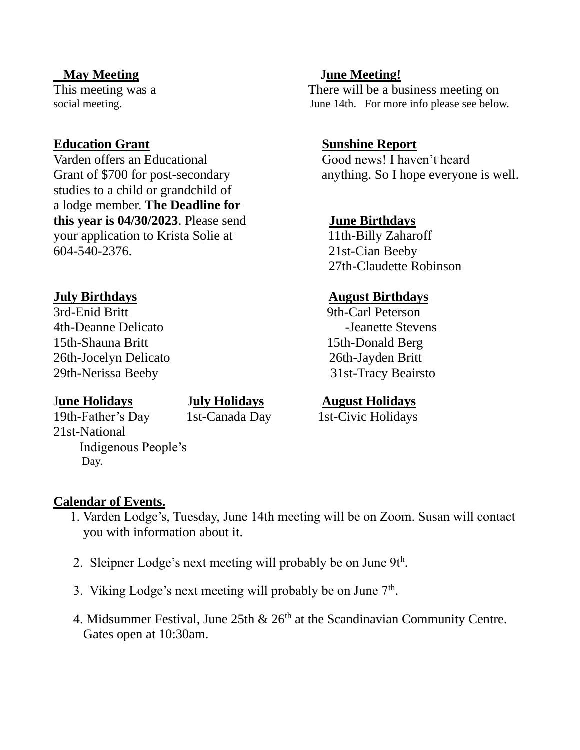**May Meeting**

This meeting was a social meeting.

**June Meeting!**

There will be a business meeting on June 14th. For more info please see below.

**Education Grant**

Varden offers an Educational Grant of $700 for post-secondary studies to a child or grandchild of a lodge member. **The Deadline for this year is 04/30/2023**. Please send your application to Krista Solie at 604-540-2376.

**Sunshine Report**

Good news! I haven't heard anything. So I hope everyone is well.

**June Birthdays**

11th-Billy Zaharoff
21st-Cian Beeby
27th-Claudette Robinson

**July Birthdays**

3rd-Enid Britt
4th-Deanne Delicato
15th-Shauna Britt
26th-Jocelyn Delicato
29th-Nerissa Beeby

**August Birthdays**

9th-Carl Peterson
-Jeanette Stevens
15th-Donald Berg
26th-Jayden Britt
31st-Tracy Beairsto

**June Holidays**

19th-Father's Day
21st-National Indigenous People's Day.

**July Holidays**

1st-Canada Day

**August Holidays**

1st-Civic Holidays

**Calendar of Events.**

1. Varden Lodge's, Tuesday, June 14th meeting will be on Zoom. Susan will contact you with information about it.
2. Sleipner Lodge's next meeting will probably be on June 9th.
3. Viking Lodge's next meeting will probably be on June 7th.
4. Midsummer Festival, June 25th & 26th at the Scandinavian Community Centre. Gates open at 10:30am.